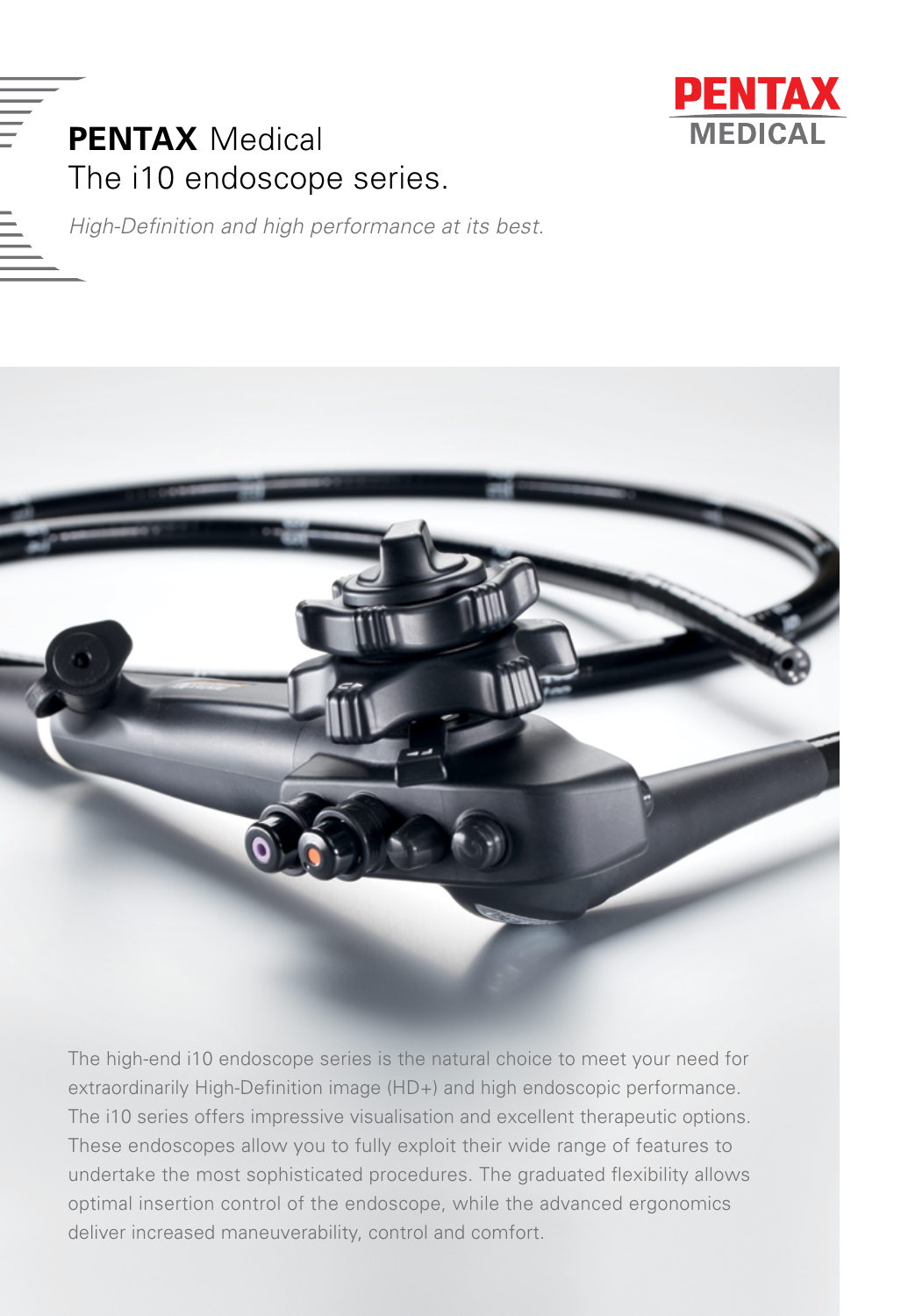# **PENTAX** Medical
# The i10 endoscope series.

*High-Definition and high performance at its best.*

The high-end i10 endoscope series is the natural choice to meet your need for extraordinarily High-Definition image (HD+) and high endoscopic performance. The i10 series offers impressive visualisation and excellent therapeutic options. These endoscopes allow you to fully exploit their wide range of features to undertake the most sophisticated procedures. The graduated flexibility allows optimal insertion control of the endoscope, while the advanced ergonomics deliver increased maneuverability, control and comfort.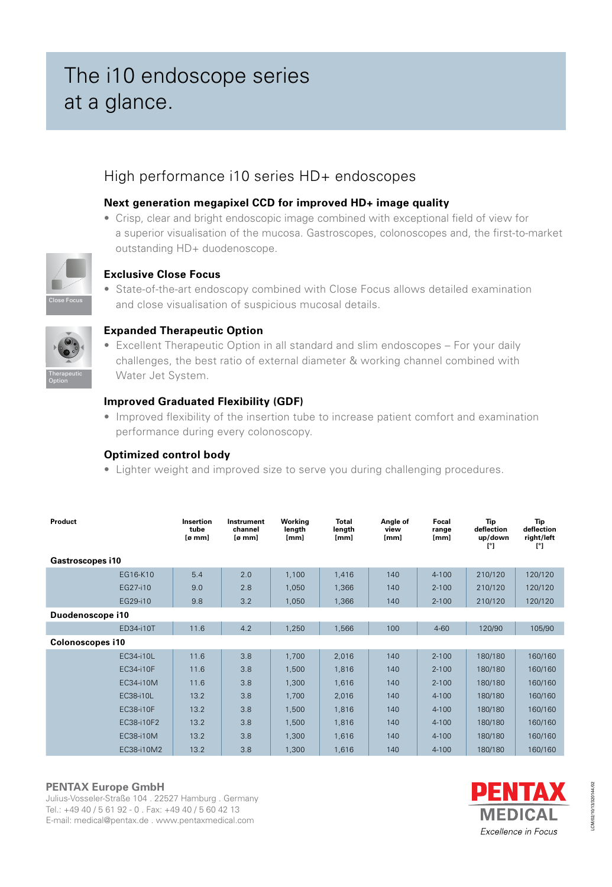# The i10 endoscope series at a glance.

## High performance i10 series HD+ endoscopes

### Next generation megapixel CCD for improved HD+ image quality

- Crisp, clear and bright endoscopic image combined with exceptional field of view for a superior visualisation of the mucosa. Gastroscopes, colonoscopes and, the first-to-market outstanding HD+ duodenoscope.

Close Focus

### Exclusive Close Focus

- State-of-the-art endoscopy combined with Close Focus allows detailed examination and close visualisation of suspicious mucosal details.

Therapeutic Option

### Expanded Therapeutic Option

- Excellent Therapeutic Option in all standard and slim endoscopes – For your daily challenges, the best ratio of external diameter & working channel combined with Water Jet System.

### Improved Graduated Flexibility (GDF)

- Improved flexibility of the insertion tube to increase patient comfort and examination performance during every colonoscopy.

### Optimized control body

- Lighter weight and improved size to serve you during challenging procedures.

| Product | | Insertion tube [ø mm] | Instrument channel [ø mm] | Working length [mm] | Total length [mm] | Angle of view [mm] | Focal range [mm] | Tip deflection up/down [°] | Tip deflection right/left [°] |
|---|---|---|---|---|---|---|---|---|---|
| **Gastroscopes i10** | | | | | | | | | |
| | EG16-K10 | 5.4 | 2.0 | 1,100 | 1,416 | 140 | 4-100 | 210/120 | 120/120 |
| | EG27-i10 | 9.0 | 2.8 | 1,050 | 1,366 | 140 | 2-100 | 210/120 | 120/120 |
| | EG29-i10 | 9.8 | 3.2 | 1,050 | 1,366 | 140 | 2-100 | 210/120 | 120/120 |
| **Duodenoscope i10** | | | | | | | | | |
| | ED34-i10T | 11.6 | 4.2 | 1,250 | 1,566 | 100 | 4-60 | 120/90 | 105/90 |
| **Colonoscopes i10** | | | | | | | | | |
| | EC34-i10L | 11.6 | 3.8 | 1,700 | 2,016 | 140 | 2-100 | 180/180 | 160/160 |
| | EC34-i10F | 11.6 | 3.8 | 1,500 | 1,816 | 140 | 2-100 | 180/180 | 160/160 |
| | EC34-i10M | 11.6 | 3.8 | 1,300 | 1,616 | 140 | 2-100 | 180/180 | 160/160 |
| | EC38-i10L | 13.2 | 3.8 | 1,700 | 2,016 | 140 | 4-100 | 180/180 | 160/160 |
| | EC38-i10F | 13.2 | 3.8 | 1,500 | 1,816 | 140 | 4-100 | 180/180 | 160/160 |
| | EC38-i10F2 | 13.2 | 3.8 | 1,500 | 1,816 | 140 | 4-100 | 180/180 | 160/160 |
| | EC38-i10M | 13.2 | 3.8 | 1,300 | 1,616 | 140 | 4-100 | 180/180 | 160/160 |
| | EC38-i10M2 | 13.2 | 3.8 | 1,300 | 1,616 | 140 | 4-100 | 180/180 | 160/160 |

**PENTAX Europe GmbH**
Julius-Vosseler-Straße 104 . 22527 Hamburg . Germany
Tel.: +49 40 / 5 61 92 - 0 . Fax: +49 40 / 5 60 42 13
E-mail: medical@pentax.de . www.pentaxmedical.com

PENTAX MEDICAL
*Excellence in Focus*

LCM/02/10/13/320144.02